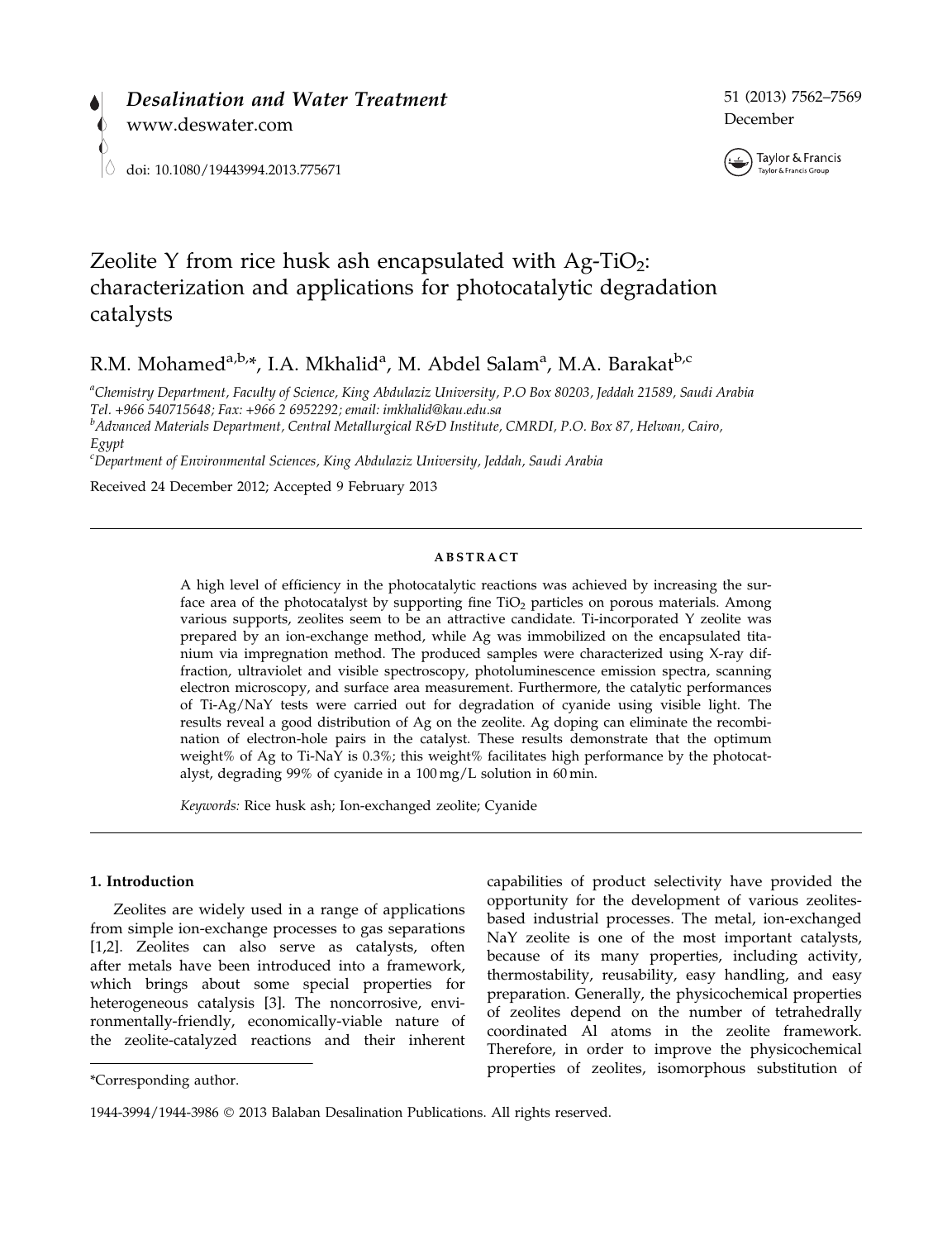# Zeolite Y from rice husk ash encapsulated with Ag-$TiO_2$: characterization and applications for photocatalytic degradation catalysts

R.M. Mohamed[a,b,*], I.A. Mkhalid[a], M. Abdel Salam[a], M.A. Barakat[b,c]

[a]Chemistry Department, Faculty of Science, King Abdulaziz University, P.O Box 80203, Jeddah 21589, Saudi Arabia
Tel. +966 540715648; Fax: +966 2 6952292; email: imkhalid@kau.edu.sa

[b]Advanced Materials Department, Central Metallurgical R&D Institute, CMRDI, P.O. Box 87, Helwan, Cairo, Egypt

[c]Department of Environmental Sciences, King Abdulaziz University, Jeddah, Saudi Arabia

Received 24 December 2012; Accepted 9 February 2013

## ABSTRACT

A high level of efficiency in the photocatalytic reactions was achieved by increasing the surface area of the photocatalyst by supporting fine $TiO_2$ particles on porous materials. Among various supports, zeolites seem to be an attractive candidate. Ti-incorporated Y zeolite was prepared by an ion-exchange method, while Ag was immobilized on the encapsulated titanium via impregnation method. The produced samples were characterized using X-ray diffraction, ultraviolet and visible spectroscopy, photoluminescence emission spectra, scanning electron microscopy, and surface area measurement. Furthermore, the catalytic performances of Ti-Ag/NaY tests were carried out for degradation of cyanide using visible light. The results reveal a good distribution of Ag on the zeolite. Ag doping can eliminate the recombination of electron-hole pairs in the catalyst. These results demonstrate that the optimum weight% of Ag to Ti-NaY is 0.3%; this weight% facilitates high performance by the photocatalyst, degrading 99% of cyanide in a 100 mg/L solution in 60 min.

*Keywords:* Rice husk ash; Ion-exchanged zeolite; Cyanide

## 1. Introduction

Zeolites are widely used in a range of applications from simple ion-exchange processes to gas separations [1,2]. Zeolites can also serve as catalysts, often after metals have been introduced into a framework, which brings about some special properties for heterogeneous catalysis [3]. The noncorrosive, environmentally-friendly, economically-viable nature of the zeolite-catalyzed reactions and their inherent capabilities of product selectivity have provided the opportunity for the development of various zeolites-based industrial processes. The metal, ion-exchanged NaY zeolite is one of the most important catalysts, because of its many properties, including activity, thermostability, reusability, easy handling, and easy preparation. Generally, the physicochemical properties of zeolites depend on the number of tetrahedrally coordinated Al atoms in the zeolite framework. Therefore, in order to improve the physicochemical properties of zeolites, isomorphous substitution of

*Corresponding author.

1944-3994/1944-3986 © 2013 Balaban Desalination Publications. All rights reserved.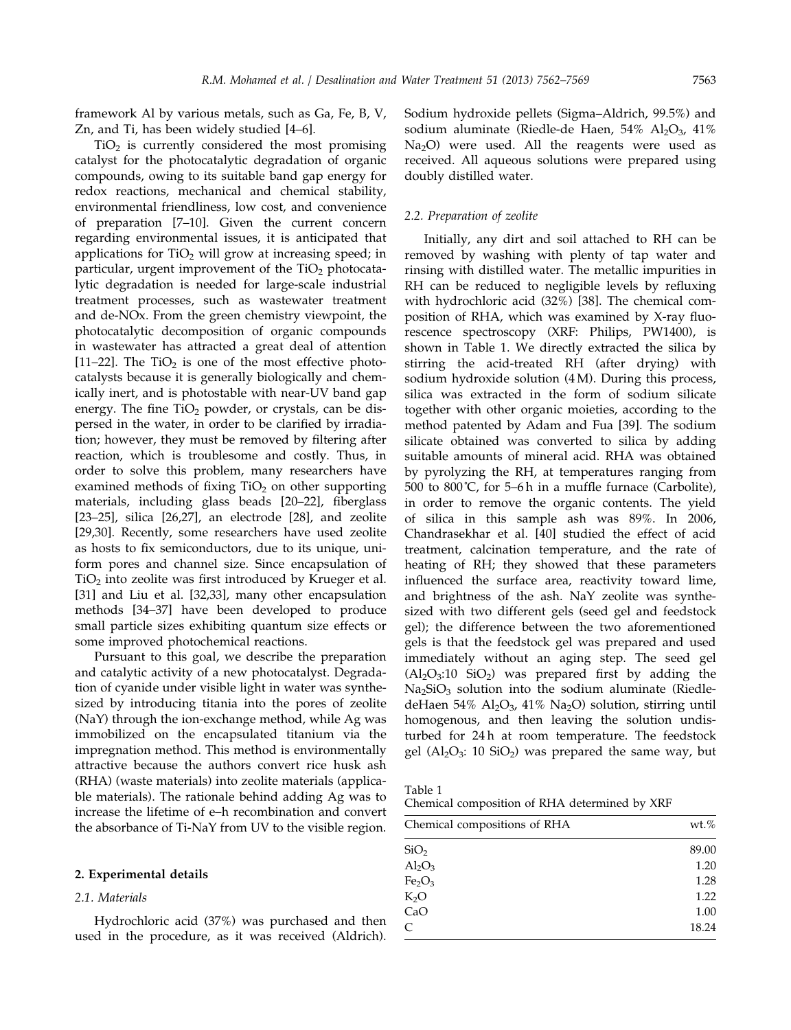framework Al by various metals, such as Ga, Fe, B, V, Zn, and Ti, has been widely studied [4–6].

$TiO_2$ is currently considered the most promising catalyst for the photocatalytic degradation of organic compounds, owing to its suitable band gap energy for redox reactions, mechanical and chemical stability, environmental friendliness, low cost, and convenience of preparation [7–10]. Given the current concern regarding environmental issues, it is anticipated that applications for $TiO_2$ will grow at increasing speed; in particular, urgent improvement of the $TiO_2$ photocatalytic degradation is needed for large-scale industrial treatment processes, such as wastewater treatment and de-NOx. From the green chemistry viewpoint, the photocatalytic decomposition of organic compounds in wastewater has attracted a great deal of attention [11–22]. The $TiO_2$ is one of the most effective photocatalysts because it is generally biologically and chemically inert, and is photostable with near-UV band gap energy. The fine $TiO_2$ powder, or crystals, can be dispersed in the water, in order to be clarified by irradiation; however, they must be removed by filtering after reaction, which is troublesome and costly. Thus, in order to solve this problem, many researchers have examined methods of fixing $TiO_2$ on other supporting materials, including glass beads [20–22], fiberglass [23–25], silica [26,27], an electrode [28], and zeolite [29,30]. Recently, some researchers have used zeolite as hosts to fix semiconductors, due to its unique, uniform pores and channel size. Since encapsulation of $TiO_2$ into zeolite was first introduced by Krueger et al. [31] and Liu et al. [32,33], many other encapsulation methods [34–37] have been developed to produce small particle sizes exhibiting quantum size effects or some improved photochemical reactions.

Pursuant to this goal, we describe the preparation and catalytic activity of a new photocatalyst. Degradation of cyanide under visible light in water was synthesized by introducing titania into the pores of zeolite (NaY) through the ion-exchange method, while Ag was immobilized on the encapsulated titanium via the impregnation method. This method is environmentally attractive because the authors convert rice husk ash (RHA) (waste materials) into zeolite materials (applicable materials). The rationale behind adding Ag was to increase the lifetime of e–h recombination and convert the absorbance of Ti-NaY from UV to the visible region.

## 2. Experimental details

### 2.1. Materials

Hydrochloric acid (37%) was purchased and then used in the procedure, as it was received (Aldrich). Sodium hydroxide pellets (Sigma–Aldrich, 99.5%) and sodium aluminate (Riedle-de Haen, 54% $Al_2O_3$, 41% $Na_2O$) were used. All the reagents were used as received. All aqueous solutions were prepared using doubly distilled water.

### 2.2. Preparation of zeolite

Initially, any dirt and soil attached to RH can be removed by washing with plenty of tap water and rinsing with distilled water. The metallic impurities in RH can be reduced to negligible levels by refluxing with hydrochloric acid (32%) [38]. The chemical composition of RHA, which was examined by X-ray fluorescence spectroscopy (XRF: Philips, PW1400), is shown in Table 1. We directly extracted the silica by stirring the acid-treated RH (after drying) with sodium hydroxide solution (4 M). During this process, silica was extracted in the form of sodium silicate together with other organic moieties, according to the method patented by Adam and Fua [39]. The sodium silicate obtained was converted to silica by adding suitable amounts of mineral acid. RHA was obtained by pyrolyzing the RH, at temperatures ranging from 500 to 800˚C, for 5–6 h in a muffle furnace (Carbolite), in order to remove the organic contents. The yield of silica in this sample ash was 89%. In 2006, Chandrasekhar et al. [40] studied the effect of acid treatment, calcination temperature, and the rate of heating of RH; they showed that these parameters influenced the surface area, reactivity toward lime, and brightness of the ash. NaY zeolite was synthesized with two different gels (seed gel and feedstock gel); the difference between the two aforementioned gels is that the feedstock gel was prepared and used immediately without an aging step. The seed gel ($Al_2O_3$:10 $SiO_2$) was prepared first by adding the $Na_2SiO_3$ solution into the sodium aluminate (Riedle-deHaen 54% $Al_2O_3$, 41% $Na_2O$) solution, stirring until homogenous, and then leaving the solution undisturbed for 24 h at room temperature. The feedstock gel ($Al_2O_3$: 10 $SiO_2$) was prepared the same way, but

Table 1
Chemical composition of RHA determined by XRF

| Chemical compositions of RHA | wt.% |
|---|---|
| $SiO_2$ | 89.00 |
| $Al_2O_3$ | 1.20 |
| $Fe_2O_3$ | 1.28 |
| $K_2O$ | 1.22 |
| CaO | 1.00 |
| C | 18.24 |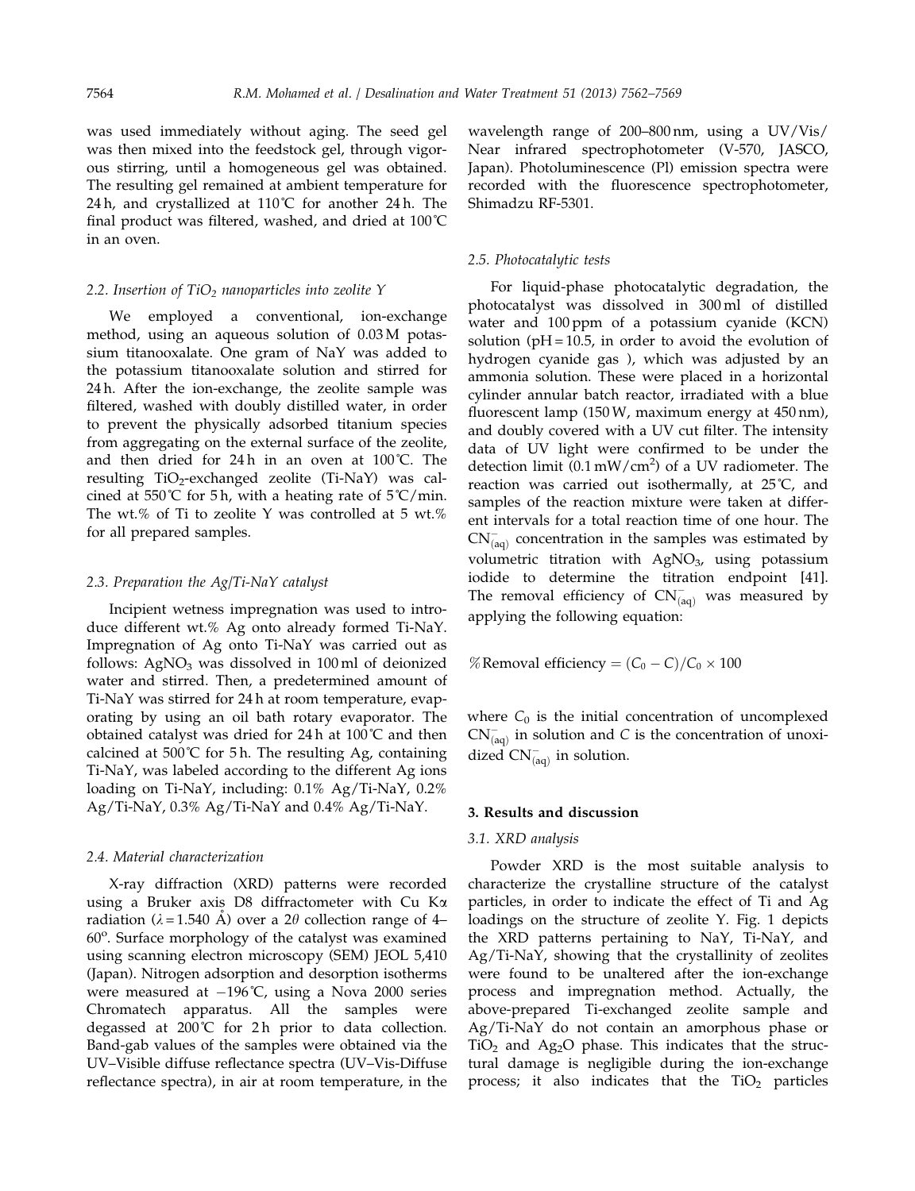was used immediately without aging. The seed gel was then mixed into the feedstock gel, through vigorous stirring, until a homogeneous gel was obtained. The resulting gel remained at ambient temperature for 24 h, and crystallized at 110˚C for another 24 h. The final product was filtered, washed, and dried at 100˚C in an oven.

### 2.2. Insertion of $TiO_2$ nanoparticles into zeolite Y

We employed a conventional, ion-exchange method, using an aqueous solution of 0.03 M potassium titanooxalate. One gram of NaY was added to the potassium titanooxalate solution and stirred for 24 h. After the ion-exchange, the zeolite sample was filtered, washed with doubly distilled water, in order to prevent the physically adsorbed titanium species from aggregating on the external surface of the zeolite, and then dried for 24 h in an oven at 100˚C. The resulting $TiO_2$-exchanged zeolite (Ti-NaY) was calcined at 550˚C for 5 h, with a heating rate of 5˚C/min. The wt.% of Ti to zeolite Y was controlled at 5 wt.% for all prepared samples.

### 2.3. Preparation the Ag/Ti-NaY catalyst

Incipient wetness impregnation was used to introduce different wt.% Ag onto already formed Ti-NaY. Impregnation of Ag onto Ti-NaY was carried out as follows: $AgNO_3$ was dissolved in 100 ml of deionized water and stirred. Then, a predetermined amount of Ti-NaY was stirred for 24 h at room temperature, evaporating by using an oil bath rotary evaporator. The obtained catalyst was dried for 24 h at 100˚C and then calcined at 500˚C for 5 h. The resulting Ag, containing Ti-NaY, was labeled according to the different Ag ions loading on Ti-NaY, including: 0.1% Ag/Ti-NaY, 0.2% Ag/Ti-NaY, 0.3% Ag/Ti-NaY and 0.4% Ag/Ti-NaY.

### 2.4. Material characterization

X-ray diffraction (XRD) patterns were recorded using a Bruker axis D8 diffractometer with Cu Kα radiation (λ = 1.540 Å) over a 2θ collection range of 4–60°. Surface morphology of the catalyst was examined using scanning electron microscopy (SEM) JEOL 5,410 (Japan). Nitrogen adsorption and desorption isotherms were measured at −196˚C, using a Nova 2000 series Chromatech apparatus. All the samples were degassed at 200˚C for 2 h prior to data collection. Band-gab values of the samples were obtained via the UV–Visible diffuse reflectance spectra (UV–Vis-Diffuse reflectance spectra), in air at room temperature, in the wavelength range of 200–800 nm, using a UV/Vis/Near infrared spectrophotometer (V-570, JASCO, Japan). Photoluminescence (Pl) emission spectra were recorded with the fluorescence spectrophotometer, Shimadzu RF-5301.

### 2.5. Photocatalytic tests

For liquid-phase photocatalytic degradation, the photocatalyst was dissolved in 300 ml of distilled water and 100 ppm of a potassium cyanide (KCN) solution (pH = 10.5, in order to avoid the evolution of hydrogen cyanide gas ), which was adjusted by an ammonia solution. These were placed in a horizontal cylinder annular batch reactor, irradiated with a blue fluorescent lamp (150 W, maximum energy at 450 nm), and doubly covered with a UV cut filter. The intensity data of UV light were confirmed to be under the detection limit (0.1 mW/cm$^2$) of a UV radiometer. The reaction was carried out isothermally, at 25˚C, and samples of the reaction mixture were taken at different intervals for a total reaction time of one hour. The $CN^-_{(aq)}$ concentration in the samples was estimated by volumetric titration with $AgNO_3$, using potassium iodide to determine the titration endpoint [41]. The removal efficiency of $CN^-_{(aq)}$ was measured by applying the following equation:

$$\%\text{Removal efficiency} = (C_0 - C)/C_0 \times 100$$

where $C_0$ is the initial concentration of uncomplexed $CN^-_{(aq)}$ in solution and $C$ is the concentration of unoxidized $CN^-_{(aq)}$ in solution.

## 3. Results and discussion

### 3.1. XRD analysis

Powder XRD is the most suitable analysis to characterize the crystalline structure of the catalyst particles, in order to indicate the effect of Ti and Ag loadings on the structure of zeolite Y. Fig. 1 depicts the XRD patterns pertaining to NaY, Ti-NaY, and Ag/Ti-NaY, showing that the crystallinity of zeolites were found to be unaltered after the ion-exchange process and impregnation method. Actually, the above-prepared Ti-exchanged zeolite sample and Ag/Ti-NaY do not contain an amorphous phase or $TiO_2$ and $Ag_2O$ phase. This indicates that the structural damage is negligible during the ion-exchange process; it also indicates that the $TiO_2$ particles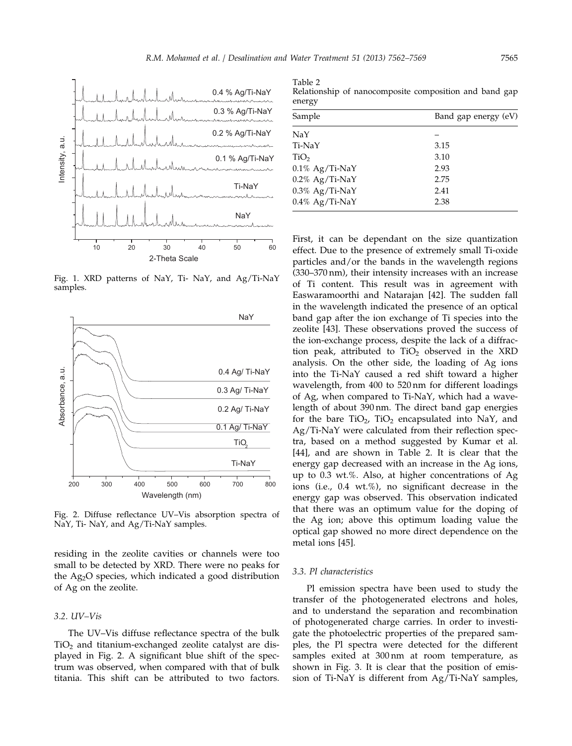Fig. 1. XRD patterns of NaY, Ti- NaY, and Ag/Ti-NaY samples.

Fig. 2. Diffuse reflectance UV–Vis absorption spectra of NaY, Ti- NaY, and Ag/Ti-NaY samples.

residing in the zeolite cavities or channels were too small to be detected by XRD. There were no peaks for the $Ag_2O$ species, which indicated a good distribution of Ag on the zeolite.

### 3.2. UV–Vis

The UV–Vis diffuse reflectance spectra of the bulk $TiO_2$ and titanium-exchanged zeolite catalyst are displayed in Fig. 2. A significant blue shift of the spectrum was observed, when compared with that of bulk titania. This shift can be attributed to two factors. First, it can be dependant on the size quantization effect. Due to the presence of extremely small Ti-oxide particles and/or the bands in the wavelength regions (330–370 nm), their intensity increases with an increase of Ti content. This result was in agreement with Easwaramoorthi and Natarajan [42]. The sudden fall in the wavelength indicated the presence of an optical band gap after the ion exchange of Ti species into the zeolite [43]. These observations proved the success of the ion-exchange process, despite the lack of a diffraction peak, attributed to $TiO_2$ observed in the XRD analysis. On the other side, the loading of Ag ions into the Ti-NaY caused a red shift toward a higher wavelength, from 400 to 520 nm for different loadings of Ag, when compared to Ti-NaY, which had a wavelength of about 390 nm. The direct band gap energies for the bare $TiO_2$, $TiO_2$ encapsulated into NaY, and Ag/Ti-NaY were calculated from their reflection spectra, based on a method suggested by Kumar et al. [44], and are shown in Table 2. It is clear that the energy gap decreased with an increase in the Ag ions, up to 0.3 wt.%. Also, at higher concentrations of Ag ions (i.e., 0.4 wt.%), no significant decrease in the energy gap was observed. This observation indicated that there was an optimum value for the doping of the Ag ion; above this optimum loading value the optical gap showed no more direct dependence on the metal ions [45].

Table 2
Relationship of nanocomposite composition and band gap energy

| Sample | Band gap energy (eV) |
|---|---|
| NaY | – |
| Ti-NaY | 3.15 |
| $TiO_2$ | 3.10 |
| 0.1% Ag/Ti-NaY | 2.93 |
| 0.2% Ag/Ti-NaY | 2.75 |
| 0.3% Ag/Ti-NaY | 2.41 |
| 0.4% Ag/Ti-NaY | 2.38 |

### 3.3. Pl characteristics

Pl emission spectra have been used to study the transfer of the photogenerated electrons and holes, and to understand the separation and recombination of photogenerated charge carries. In order to investigate the photoelectric properties of the prepared samples, the Pl spectra were detected for the different samples exited at 300 nm at room temperature, as shown in Fig. 3. It is clear that the position of emission of Ti-NaY is different from Ag/Ti-NaY samples,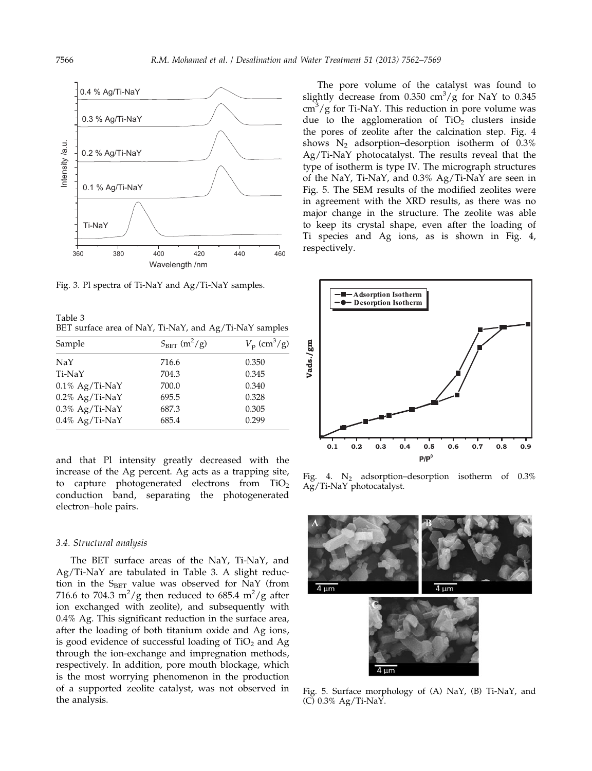Fig. 3. Pl spectra of Ti-NaY and Ag/Ti-NaY samples.

Table 3
BET surface area of NaY, Ti-NaY, and Ag/Ti-NaY samples

| Sample | $S_{BET}$ ($m^2/g$) | $V_P$ ($cm^3/g$) |
|---|---|---|
| NaY | 716.6 | 0.350 |
| Ti-NaY | 704.3 | 0.345 |
| 0.1% Ag/Ti-NaY | 700.0 | 0.340 |
| 0.2% Ag/Ti-NaY | 695.5 | 0.328 |
| 0.3% Ag/Ti-NaY | 687.3 | 0.305 |
| 0.4% Ag/Ti-NaY | 685.4 | 0.299 |

and that Pl intensity greatly decreased with the increase of the Ag percent. Ag acts as a trapping site, to capture photogenerated electrons from $TiO_2$ conduction band, separating the photogenerated electron–hole pairs.

### 3.4. Structural analysis

The BET surface areas of the NaY, Ti-NaY, and Ag/Ti-NaY are tabulated in Table 3. A slight reduction in the $S_{BET}$ value was observed for NaY (from 716.6 to 704.3 $m^2/g$ then reduced to 685.4 $m^2/g$ after ion exchanged with zeolite), and subsequently with 0.4% Ag. This significant reduction in the surface area, after the loading of both titanium oxide and Ag ions, is good evidence of successful loading of $TiO_2$ and Ag through the ion-exchange and impregnation methods, respectively. In addition, pore mouth blockage, which is the most worrying phenomenon in the production of a supported zeolite catalyst, was not observed in the analysis.

The pore volume of the catalyst was found to slightly decrease from 0.350 $cm^3/g$ for NaY to 0.345 $cm^3/g$ for Ti-NaY. This reduction in pore volume was due to the agglomeration of $TiO_2$ clusters inside the pores of zeolite after the calcination step. Fig. 4 shows $N_2$ adsorption–desorption isotherm of 0.3% Ag/Ti-NaY photocatalyst. The results reveal that the type of isotherm is type IV. The micrograph structures of the NaY, Ti-NaY, and 0.3% Ag/Ti-NaY are seen in Fig. 5. The SEM results of the modified zeolites were in agreement with the XRD results, as there was no major change in the structure. The zeolite was able to keep its crystal shape, even after the loading of Ti species and Ag ions, as is shown in Fig. 4, respectively.

Fig. 4. $N_2$ adsorption–desorption isotherm of 0.3% Ag/Ti-NaY photocatalyst.

Fig. 5. Surface morphology of (A) NaY, (B) Ti-NaY, and (C) 0.3% Ag/Ti-NaY.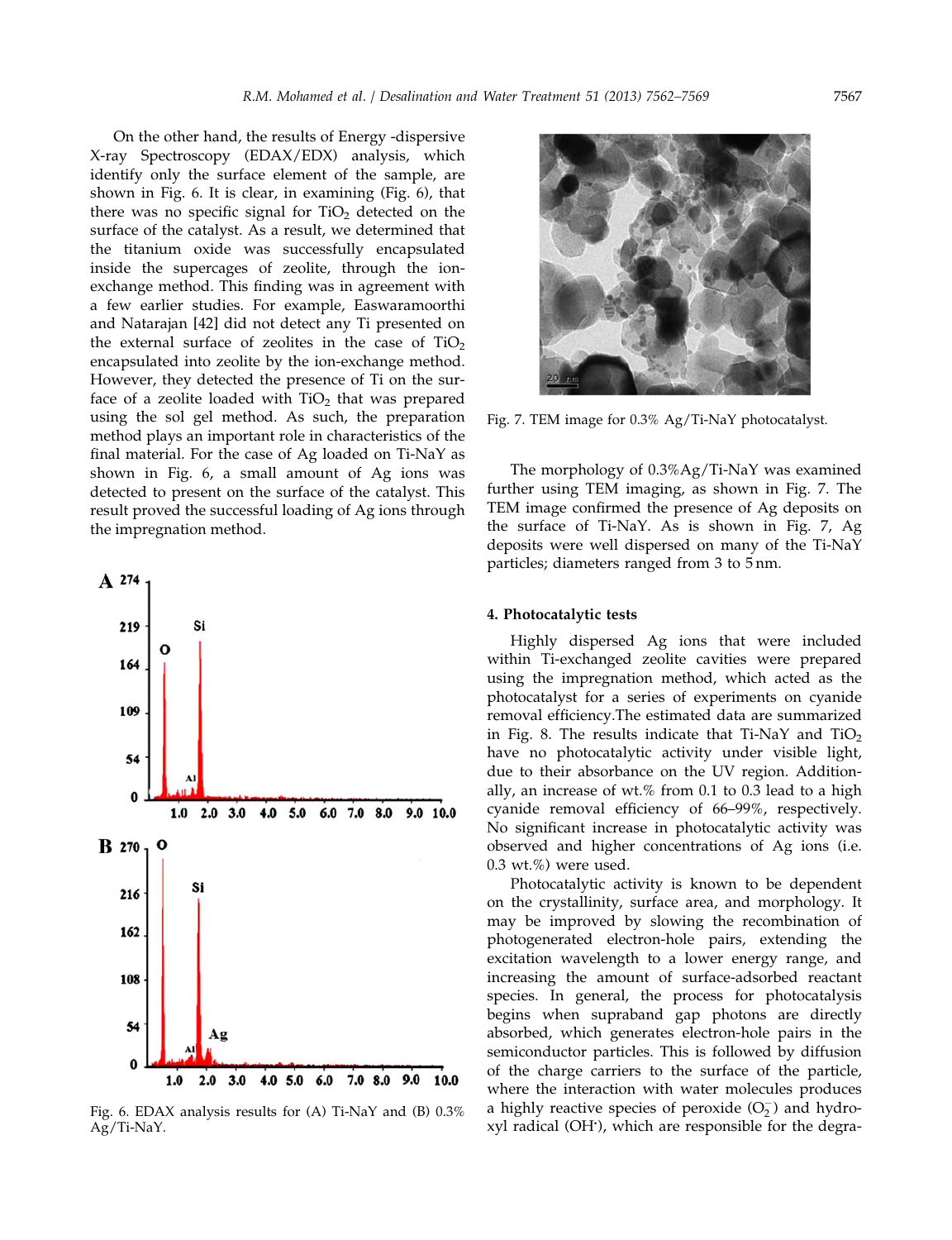On the other hand, the results of Energy -dispersive X-ray Spectroscopy (EDAX/EDX) analysis, which identify only the surface element of the sample, are shown in Fig. 6. It is clear, in examining (Fig. 6), that there was no specific signal for $TiO_2$ detected on the surface of the catalyst. As a result, we determined that the titanium oxide was successfully encapsulated inside the supercages of zeolite, through the ion-exchange method. This finding was in agreement with a few earlier studies. For example, Easwaramoorthi and Natarajan [42] did not detect any Ti presented on the external surface of zeolites in the case of $TiO_2$ encapsulated into zeolite by the ion-exchange method. However, they detected the presence of Ti on the surface of a zeolite loaded with $TiO_2$ that was prepared using the sol gel method. As such, the preparation method plays an important role in characteristics of the final material. For the case of Ag loaded on Ti-NaY as shown in Fig. 6, a small amount of Ag ions was detected to present on the surface of the catalyst. This result proved the successful loading of Ag ions through the impregnation method.

Fig. 6. EDAX analysis results for (A) Ti-NaY and (B) 0.3% Ag/Ti-NaY.

Fig. 7. TEM image for 0.3% Ag/Ti-NaY photocatalyst.

The morphology of 0.3%Ag/Ti-NaY was examined further using TEM imaging, as shown in Fig. 7. The TEM image confirmed the presence of Ag deposits on the surface of Ti-NaY. As is shown in Fig. 7, Ag deposits were well dispersed on many of the Ti-NaY particles; diameters ranged from 3 to 5 nm.

## 4. Photocatalytic tests

Highly dispersed Ag ions that were included within Ti-exchanged zeolite cavities were prepared using the impregnation method, which acted as the photocatalyst for a series of experiments on cyanide removal efficiency.The estimated data are summarized in Fig. 8. The results indicate that Ti-NaY and $TiO_2$ have no photocatalytic activity under visible light, due to their absorbance on the UV region. Additionally, an increase of wt.% from 0.1 to 0.3 lead to a high cyanide removal efficiency of 66–99%, respectively. No significant increase in photocatalytic activity was observed and higher concentrations of Ag ions (i.e. 0.3 wt.%) were used.

Photocatalytic activity is known to be dependent on the crystallinity, surface area, and morphology. It may be improved by slowing the recombination of photogenerated electron-hole pairs, extending the excitation wavelength to a lower energy range, and increasing the amount of surface-adsorbed reactant species. In general, the process for photocatalysis begins when supraband gap photons are directly absorbed, which generates electron-hole pairs in the semiconductor particles. This is followed by diffusion of the charge carriers to the surface of the particle, where the interaction with water molecules produces a highly reactive species of peroxide ($O_2^-$) and hydroxyl radical ($OH^{\bullet}$), which are responsible for the degra-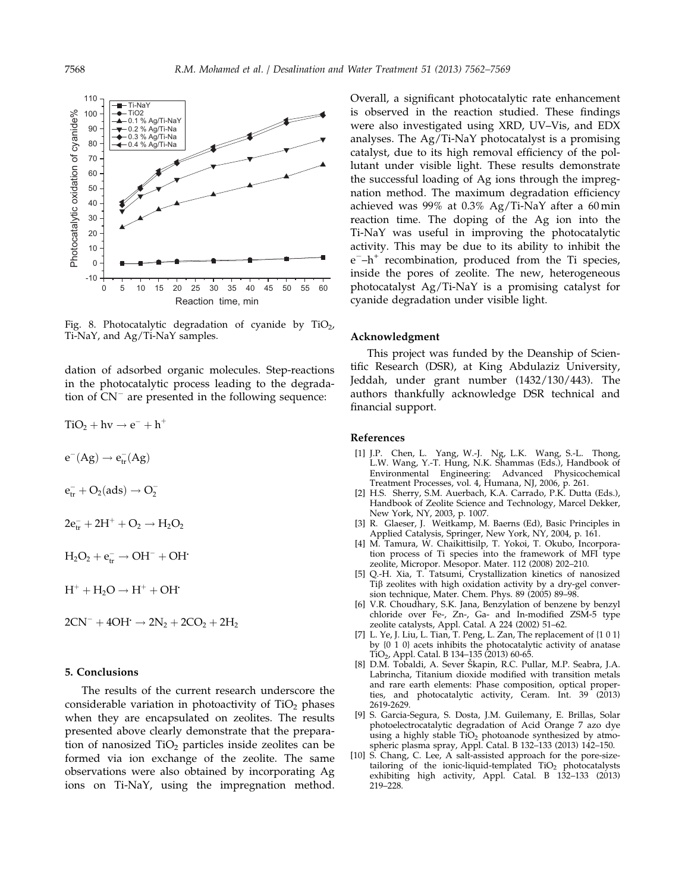Fig. 8. Photocatalytic degradation of cyanide by $TiO_2$, Ti-NaY, and Ag/Ti-NaY samples.

dation of adsorbed organic molecules. Step-reactions in the photocatalytic process leading to the degradation of $CN^-$ are presented in the following sequence:

$$TiO_2 + hv \rightarrow e^- + h^+$$

$$e^-(Ag) \rightarrow e^-_{tr}(Ag)$$

$$e^-_{tr} + O_2(ads) \rightarrow O_2^-$$

$$2e^-_{tr} + 2H^+ + O_2 \rightarrow H_2O_2$$

$$H_2O_2 + e^-_{tr} \rightarrow OH^- + OH^{\cdot}$$

$$H^+ + H_2O \rightarrow H^+ + OH^{\cdot}$$

$$2CN^- + 4OH^{\cdot} \rightarrow 2N_2 + 2CO_2 + 2H_2$$

## 5. Conclusions

The results of the current research underscore the considerable variation in photoactivity of $TiO_2$ phases when they are encapsulated on zeolites. The results presented above clearly demonstrate that the preparation of nanosized $TiO_2$ particles inside zeolites can be formed via ion exchange of the zeolite. The same observations were also obtained by incorporating Ag ions on Ti-NaY, using the impregnation method. Overall, a significant photocatalytic rate enhancement is observed in the reaction studied. These findings were also investigated using XRD, UV–Vis, and EDX analyses. The Ag/Ti-NaY photocatalyst is a promising catalyst, due to its high removal efficiency of the pollutant under visible light. These results demonstrate the successful loading of Ag ions through the impregnation method. The maximum degradation efficiency achieved was 99% at 0.3% Ag/Ti-NaY after a 60 min reaction time. The doping of the Ag ion into the Ti-NaY was useful in improving the photocatalytic activity. This may be due to its ability to inhibit the $e^-$–$h^+$ recombination, produced from the Ti species, inside the pores of zeolite. The new, heterogeneous photocatalyst Ag/Ti-NaY is a promising catalyst for cyanide degradation under visible light.

## Acknowledgment

This project was funded by the Deanship of Scientific Research (DSR), at King Abdulaziz University, Jeddah, under grant number (1432/130/443). The authors thankfully acknowledge DSR technical and financial support.

## References

[1] J.P. Chen, L. Yang, W.-J. Ng, L.K. Wang, S.-L. Thong, L.W. Wang, Y.-T. Hung, N.K. Shammas (Eds.), Handbook of Environmental Engineering: Advanced Physicochemical Treatment Processes, vol. 4, Humana, NJ, 2006, p. 261.

[2] H.S. Sherry, S.M. Auerbach, K.A. Carrado, P.K. Dutta (Eds.), Handbook of Zeolite Science and Technology, Marcel Dekker, New York, NY, 2003, p. 1007.

[3] R. Glaeser, J. Weitkamp, M. Baerns (Ed), Basic Principles in Applied Catalysis, Springer, New York, NY, 2004, p. 161.

[4] M. Tamura, W. Chaikittisilp, T. Yokoi, T. Okubo, Incorporation process of Ti species into the framework of MFI type zeolite, Micropor. Mesopor. Mater. 112 (2008) 202–210.

[5] Q.-H. Xia, T. Tatsumi, Crystallization kinetics of nanosized Tiβ zeolites with high oxidation activity by a dry-gel conversion technique, Mater. Chem. Phys. 89 (2005) 89–98.

[6] V.R. Choudhary, S.K. Jana, Benzylation of benzene by benzyl chloride over Fe-, Zn-, Ga- and In-modified ZSM-5 type zeolite catalysts, Appl. Catal. A 224 (2002) 51–62.

[7] L. Ye, J. Liu, L. Tian, T. Peng, L. Zan, The replacement of {1 0 1} by {0 1 0} acets inhibits the photocatalytic activity of anatase $TiO_2$, Appl. Catal. B 134–135 (2013) 60-65.

[8] D.M. Tobaldi, A. Sever Škapin, R.C. Pullar, M.P. Seabra, J.A. Labrincha, Titanium dioxide modified with transition metals and rare earth elements: Phase composition, optical properties, and photocatalytic activity, Ceram. Int. 39 (2013) 2619-2629.

[9] S. Garcia-Segura, S. Dosta, J.M. Guilemany, E. Brillas, Solar photoelectrocatalytic degradation of Acid Orange 7 azo dye using a highly stable $TiO_2$ photoanode synthesized by atmospheric plasma spray, Appl. Catal. B 132–133 (2013) 142–150.

[10] S. Chang, C. Lee, A salt-assisted approach for the pore-size-tailoring of the ionic-liquid-templated $TiO_2$ photocatalysts exhibiting high activity, Appl. Catal. B 132–133 (2013) 219–228.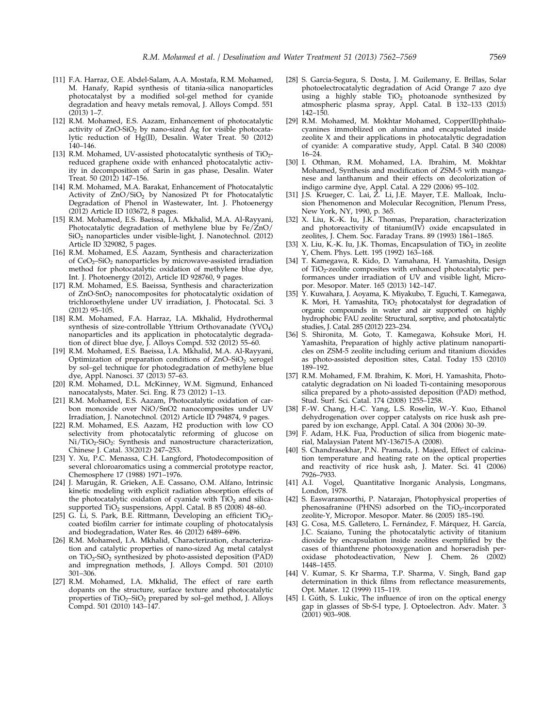[11] F.A. Harraz, O.E. Abdel-Salam, A.A. Mostafa, R.M. Mohamed, M. Hanafy, Rapid synthesis of titania-silica nanoparticles photocatalyst by a modified sol-gel method for cyanide degradation and heavy metals removal, J. Alloys Compd. 551 (2013) 1–7.

[12] R.M. Mohamed, E.S. Aazam, Enhancement of photocatalytic activity of ZnO-$SiO_2$ by nano-sized Ag for visible photocatalytic reduction of Hg(II), Desalin. Water Treat. 50 (2012) 140–146.

[13] R.M. Mohamed, UV-assisted photocatalytic synthesis of $TiO_2$-reduced graphene oxide with enhanced photocatalytic activity in decomposition of Sarin in gas phase, Desalin. Water Treat. 50 (2012) 147–156.

[14] R.M. Mohamed, M.A. Barakat, Enhancement of Photocatalytic Activity of ZnO/$SiO_2$ by Nanosized Pt for Photocatalytic Degradation of Phenol in Wastewater, Int. J. Photoenergy (2012) Article ID 103672, 8 pages.

[15] R.M. Mohamed, E.S. Baeissa, I.A. Mkhalid, M.A. Al-Rayyani, Photocatalytic degradation of methylene blue by Fe/ZnO/$SiO_2$ nanoparticles under visible-light, J. Nanotechnol. (2012) Article ID 329082, 5 pages.

[16] R.M. Mohamed, E.S. Aazam, Synthesis and characterization of $CeO_2$–$SiO_2$ nanoparticles by microwave-assisted irradiation method for photocatalytic oxidation of methylene blue dye, Int. J. Photoenergy (2012), Article ID 928760, 9 pages.

[17] R.M. Mohamed, E.S. Baeissa, Synthesis and characterization of ZnO-$SnO_2$ nanocomposites for photocatalytic oxidation of trichloroethylene under UV irradiation, J. Photocatal. Sci. 3 (2012) 95–105.

[18] R.M. Mohamed, F.A. Harraz, I.A. Mkhalid, Hydrothermal synthesis of size-controllable Yttrium Orthovanadate ($YVO_4$) nanoparticles and its application in photocatalytic degradation of direct blue dye, J. Alloys Compd. 532 (2012) 55–60.

[19] R.M. Mohamed, E.S. Baeissa, I.A. Mkhalid, M.A. Al-Rayyani, Optimization of preparation conditions of ZnO–$SiO_2$ xerogel by sol–gel technique for photodegradation of methylene blue dye, Appl. Nanosci. 37 (2013) 57–63.

[20] R.M. Mohamed, D.L. McKinney, W.M. Sigmund, Enhanced nanocatalysts, Mater. Sci. Eng. R 73 (2012) 1–13.

[21] R.M. Mohamed, E.S. Aazam, Photocatalytic oxidation of carbon monoxide over NiO/SnO2 nanocomposites under UV Irradiation, J. Nanotechnol. (2012) Article ID 794874, 9 pages.

[22] R.M. Mohamed, E.S. Aazam, H2 production with low CO selectivity from photocatalytic reforming of glucose on Ni/$TiO_2$-$SiO_2$: Synthesis and nanostructure characterization, Chinese J. Catal. 33(2012) 247–253.

[23] Y. Xu, P.C. Menassa, C.H. Langford, Photodecomposition of several chloroaromatics using a commercial prototype reactor, Chemosphere 17 (1988) 1971–1976.

[24] J. Marugán, R. Grieken, A.E. Cassano, O.M. Alfano, Intrinsic kinetic modeling with explicit radiation absorption effects of the photocatalytic oxidation of cyanide with $TiO_2$ and silica-supported $TiO_2$ suspensions, Appl. Catal. B 85 (2008) 48–60.

[25] G. Li, S. Park, B.E. Rittmann, Developing an efficient $TiO_2$-coated biofilm carrier for intimate coupling of photocatalysis and biodegradation, Water Res. 46 (2012) 6489–6496.

[26] R.M. Mohamed, I.A. Mkhalid, Characterization, characterization and catalytic properties of nano-sized Ag metal catalyst on $TiO_2$-$SiO_2$ synthesized by photo-assisted deposition (PAD) and impregnation methods, J. Alloys Compd. 501 (2010) 301–306.

[27] R.M. Mohamed, I.A. Mkhalid, The effect of rare earth dopants on the structure, surface texture and photocatalytic properties of $TiO_2$–$SiO_2$ prepared by sol–gel method, J. Alloys Compd. 501 (2010) 143–147.

[28] S. Garcia-Segura, S. Dosta, J. M. Guilemany, E. Brillas, Solar photoelectrocatalytic degradation of Acid Orange 7 azo dye using a highly stable $TiO_2$ photoanode synthesized by atmospheric plasma spray, Appl. Catal. B 132–133 (2013) 142–150.

[29] R.M. Mohamed, M. Mokhtar Mohamed, Copper(II)phthalocyanines immoblized on alumina and encapsulated inside zeolite X and their applications in photocatalytic degradation of cyanide: A comparative study, Appl. Catal. B 340 (2008) 16–24.

[30] I. Othman, R.M. Mohamed, I.A. Ibrahim, M. Mokhtar Mohamed, Synthesis and modification of ZSM-5 with manganese and lanthanum and their effects on decolorization of indigo carmine dye, Appl. Catal. A 229 (2006) 95–102.

[31] J.S. Krueger, C. Lai, Z. Li, J.E. Mayer, T.E. Malloak, Inclusion Phenomenon and Molecular Recognition, Plenum Press, New York, NY, 1990, p. 365.

[32] X. Liu, K.-K. Iu, J.K. Thomas, Preparation, characterization and photoreactivity of titanium(IV) oxide encapsulated in zeolites, J. Chem. Soc. Faraday Trans. 89 (1993) 1861–1865.

[33] X. Liu, K.-K. Iu, J.K. Thomas, Encapsulation of $TiO_2$ in zeolite Y, Chem. Phys. Lett. 195 (1992) 163–168.

[34] T. Kamegawa, R. Kido, D. Yamahana, H. Yamashita, Design of $TiO_2$-zeolite composites with enhanced photocatalytic performances under irradiation of UV and visible light, Micropor. Mesopor. Mater. 165 (2013) 142–147.

[35] Y. Kuwahara, J. Aoyama, K. Miyakubo, T. Eguchi, T. Kamegawa, K. Mori, H. Yamashita, $TiO_2$ photocatalyst for degradation of organic compounds in water and air supported on highly hydrophobic FAU zeolite: Structural, sorptive, and photocatalytic studies, J. Catal. 285 (2012) 223–234.

[36] S. Shironita, M. Goto, T. Kamegawa, Kohsuke Mori, H. Yamashita, Preparation of highly active platinum nanoparticles on ZSM-5 zeolite including cerium and titanium dioxides as photo-assisted deposition sites, Catal. Today 153 (2010) 189–192.

[37] R.M. Mohamed, F.M. Ibrahim, K. Mori, H. Yamashita, Photocatalytic degradation on Ni loaded Ti-containing mesoporous silica prepared by a photo-assisted deposition (PAD) method, Stud. Surf. Sci. Catal. 174 (2008) 1255–1258.

[38] F.-W. Chang, H.-C. Yang, L.S. Roselin, W.-Y. Kuo, Ethanol dehydrogenation over copper catalysts on rice husk ash prepared by ion exchange, Appl. Catal. A 304 (2006) 30–39.

[39] F. Adam, H.K. Fua, Production of silica from biogenic material, Malaysian Patent MY-136715-A (2008).

[40] S. Chandrasekhar, P.N. Pramada, J. Majeed, Effect of calcination temperature and heating rate on the optical properties and reactivity of rice husk ash, J. Mater. Sci. 41 (2006) 7926–7933.

[41] A.I. Vogel, Quantitative Inorganic Analysis, Longmans, London, 1978.

[42] S. Easwaramoorthi, P. Natarajan, Photophysical properties of phenosafranine (PHNS) adsorbed on the $TiO_2$-incorporated zeolite-Y, Micropor. Mesopor. Mater. 86 (2005) 185–190.

[43] G. Cosa, M.S. Galletero, L. Fernández, F. Márquez, H. García, J.C. Scaiano, Tuning the photocatalytic activity of titanium dioxide by encapsulation inside zeolites exemplified by the cases of thianthrene photooxygenation and horseradish peroxidase photodeactivation, New J. Chem. 26 (2002) 1448–1455.

[44] V. Kumar, S. Kr Sharma, T.P. Sharma, V. Singh, Band gap determination in thick films from reflectance measurements, Opt. Mater. 12 (1999) 115–119.

[45] I. Gúth, S. Lukic, The influence of iron on the optical energy gap in glasses of Sb-S-I type, J. Optoelectron. Adv. Mater. 3 (2001) 903–908.